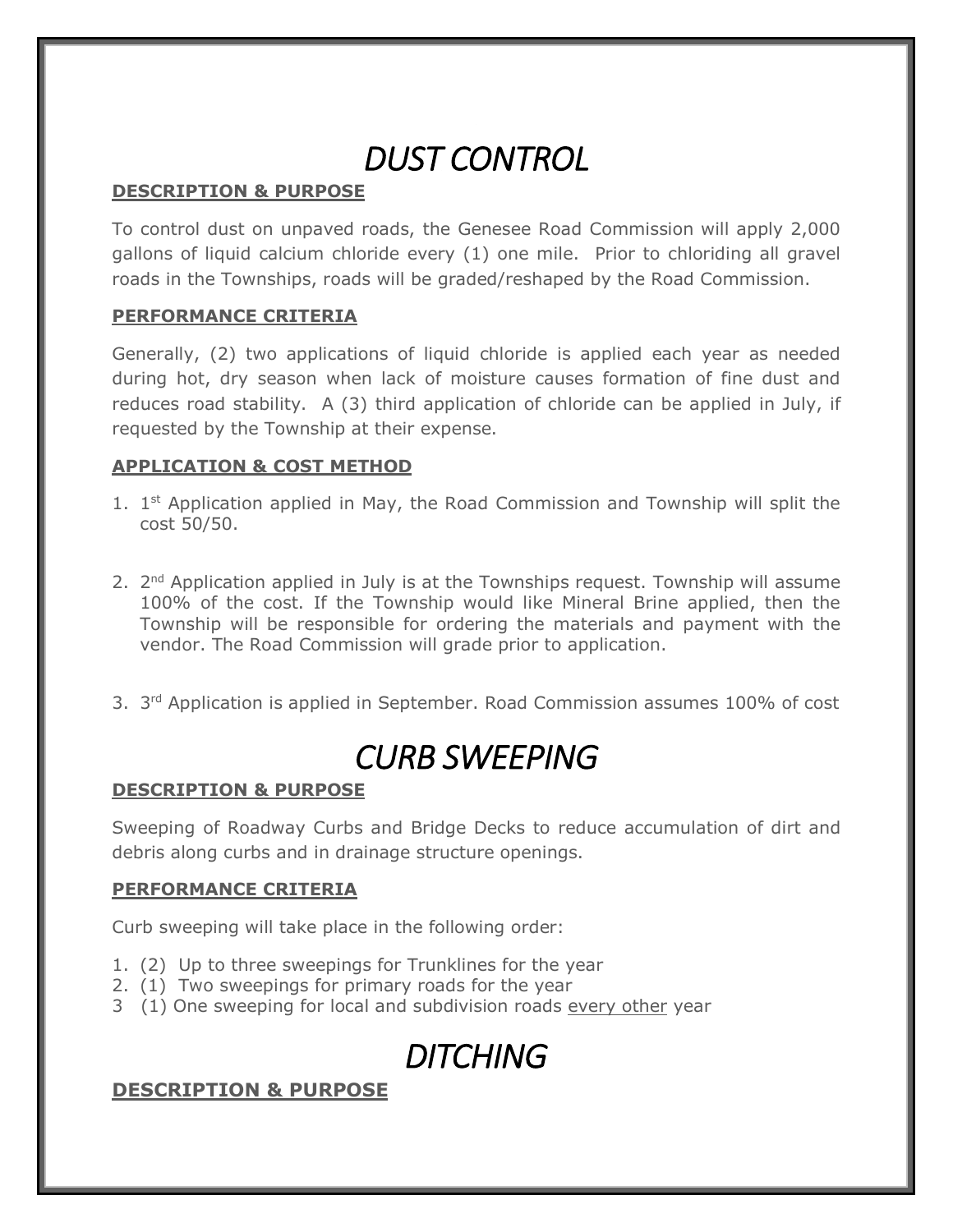# *DUST CONTROL*

**DESCRIPTION & PURPOSE**

To control dust on unpaved roads, the Genesee Road Commission will apply 2,000 gallons of liquid calcium chloride every (1) one mile. Prior to chloriding all gravel roads in the Townships, roads will be graded/reshaped by the Road Commission.

**PERFORMANCE CRITERIA**

Generally, (2) two applications of liquid chloride is applied each year as needed during hot, dry season when lack of moisture causes formation of fine dust and reduces road stability. A (3) third application of chloride can be applied in July, if requested by the Township at their expense.

**APPLICATION & COST METHOD**

1. 1st Application applied in May, the Road Commission and Township will split the cost 50/50.

2. 2nd Application applied in July is at the Townships request. Township will assume 100% of the cost. If the Township would like Mineral Brine applied, then the Township will be responsible for ordering the materials and payment with the vendor. The Road Commission will grade prior to application.

3. 3rd Application is applied in September. Road Commission assumes 100% of cost

# *CURB SWEEPING*

**DESCRIPTION & PURPOSE**

Sweeping of Roadway Curbs and Bridge Decks to reduce accumulation of dirt and debris along curbs and in drainage structure openings.

**PERFORMANCE CRITERIA**

Curb sweeping will take place in the following order:

1. (2) Up to three sweepings for Trunklines for the year
2. (1) Two sweepings for primary roads for the year
3 (1) One sweeping for local and subdivision roads every other year

# *DITCHING*

**DESCRIPTION & PURPOSE**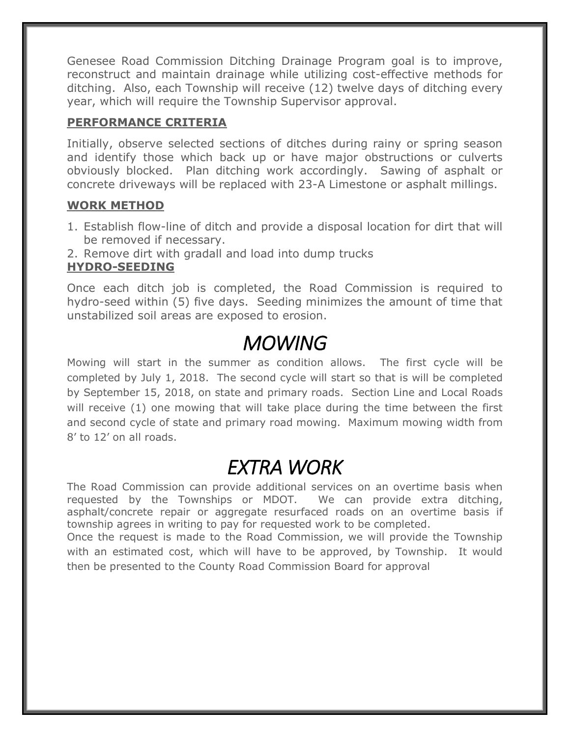Genesee Road Commission Ditching Drainage Program goal is to improve, reconstruct and maintain drainage while utilizing cost-effective methods for ditching. Also, each Township will receive (12) twelve days of ditching every year, which will require the Township Supervisor approval.

### PERFORMANCE CRITERIA

Initially, observe selected sections of ditches during rainy or spring season and identify those which back up or have major obstructions or culverts obviously blocked. Plan ditching work accordingly. Sawing of asphalt or concrete driveways will be replaced with 23-A Limestone or asphalt millings.

### WORK METHOD

1. Establish flow-line of ditch and provide a disposal location for dirt that will be removed if necessary.
2. Remove dirt with gradall and load into dump trucks

### HYDRO-SEEDING

Once each ditch job is completed, the Road Commission is required to hydro-seed within (5) five days. Seeding minimizes the amount of time that unstabilized soil areas are exposed to erosion.

# *MOWING*

Mowing will start in the summer as condition allows. The first cycle will be completed by July 1, 2018. The second cycle will start so that is will be completed by September 15, 2018, on state and primary roads. Section Line and Local Roads will receive (1) one mowing that will take place during the time between the first and second cycle of state and primary road mowing. Maximum mowing width from 8' to 12' on all roads.

# *EXTRA WORK*

The Road Commission can provide additional services on an overtime basis when requested by the Townships or MDOT. We can provide extra ditching, asphalt/concrete repair or aggregate resurfaced roads on an overtime basis if township agrees in writing to pay for requested work to be completed.

Once the request is made to the Road Commission, we will provide the Township with an estimated cost, which will have to be approved, by Township. It would then be presented to the County Road Commission Board for approval